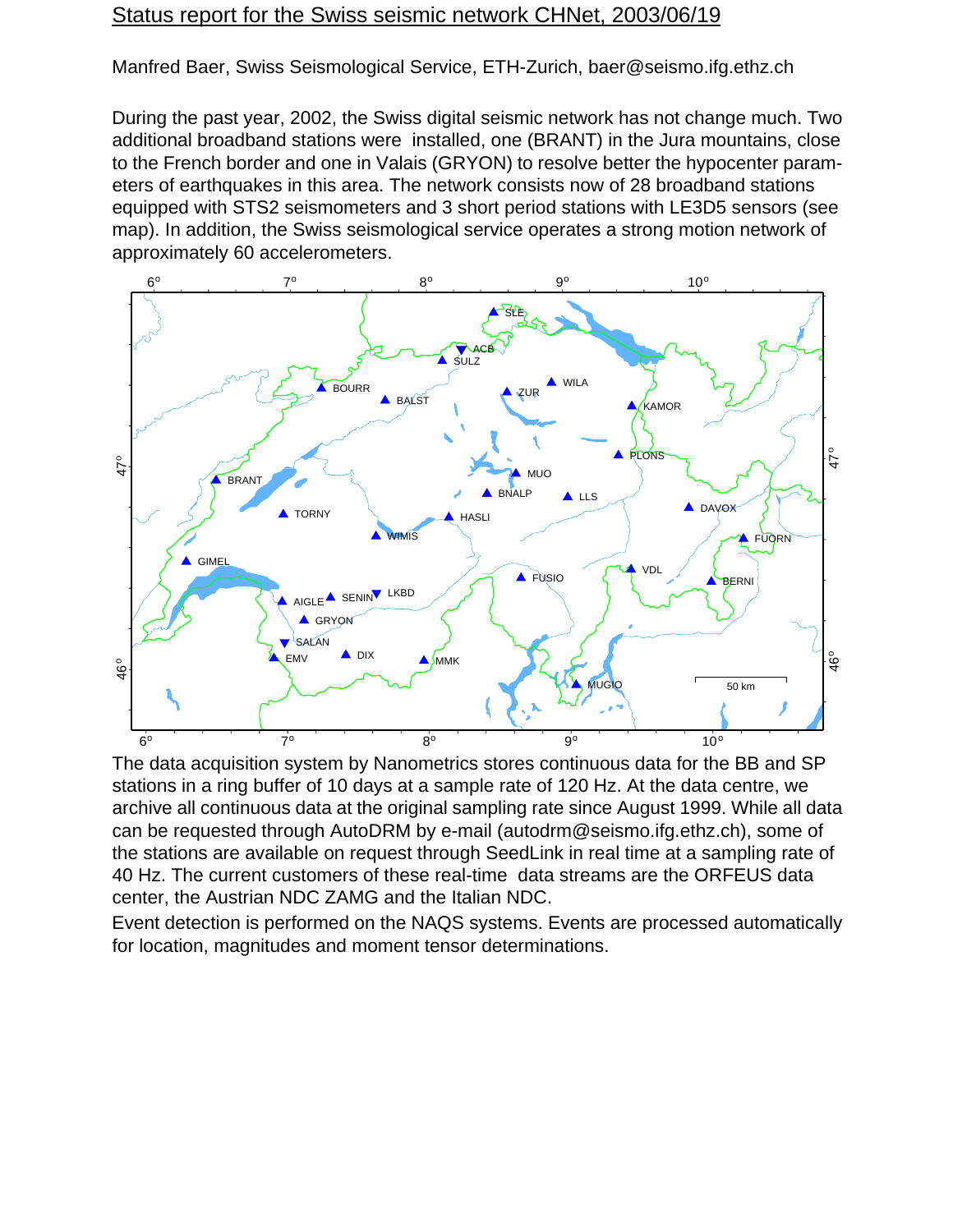# Status report for the Swiss seismic network CHNet, 2003/06/19

Manfred Baer, Swiss Seismological Service, ETH-Zurich, baer@seismo.ifg.ethz.ch

During the past year, 2002, the Swiss digital seismic network has not change much. Two additional broadband stations were installed, one (BRANT) in the Jura mountains, close to the French border and one in Valais (GRYON) to resolve better the hypocenter parameters of earthquakes in this area. The network consists now of 28 broadband stations equipped with STS2 seismometers and 3 short period stations with LE3D5 sensors (see map). In addition, the Swiss seismological service operates a strong motion network of approximately 60 accelerometers.

The data acquisition system by Nanometrics stores continuous data for the BB and SP stations in a ring buffer of 10 days at a sample rate of 120 Hz. At the data centre, we archive all continuous data at the original sampling rate since August 1999. While all data can be requested through AutoDRM by e-mail (autodrm@seismo.ifg.ethz.ch), some of the stations are available on request through SeedLink in real time at a sampling rate of 40 Hz. The current customers of these real-time data streams are the ORFEUS data center, the Austrian NDC ZAMG and the Italian NDC.

Event detection is performed on the NAQS systems. Events are processed automatically for location, magnitudes and moment tensor determinations.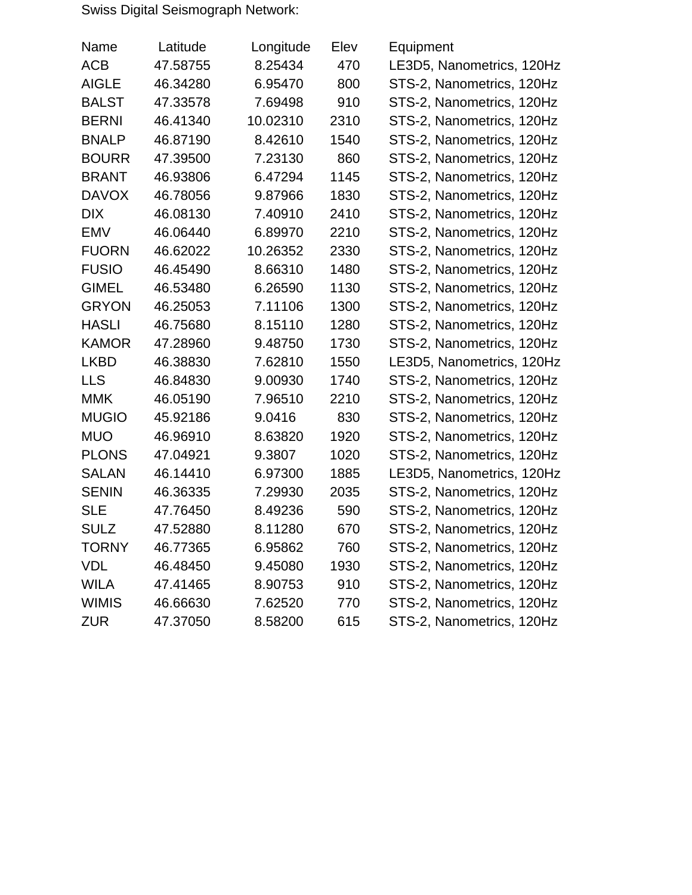Swiss Digital Seismograph Network:

| Name | Latitude | Longitude | Elev | Equipment |
|---|---|---|---|---|
| ACB | 47.58755 | 8.25434 | 470 | LE3D5, Nanometrics, 120Hz |
| AIGLE | 46.34280 | 6.95470 | 800 | STS-2, Nanometrics, 120Hz |
| BALST | 47.33578 | 7.69498 | 910 | STS-2, Nanometrics, 120Hz |
| BERNI | 46.41340 | 10.02310 | 2310 | STS-2, Nanometrics, 120Hz |
| BNALP | 46.87190 | 8.42610 | 1540 | STS-2, Nanometrics, 120Hz |
| BOURR | 47.39500 | 7.23130 | 860 | STS-2, Nanometrics, 120Hz |
| BRANT | 46.93806 | 6.47294 | 1145 | STS-2, Nanometrics, 120Hz |
| DAVOX | 46.78056 | 9.87966 | 1830 | STS-2, Nanometrics, 120Hz |
| DIX | 46.08130 | 7.40910 | 2410 | STS-2, Nanometrics, 120Hz |
| EMV | 46.06440 | 6.89970 | 2210 | STS-2, Nanometrics, 120Hz |
| FUORN | 46.62022 | 10.26352 | 2330 | STS-2, Nanometrics, 120Hz |
| FUSIO | 46.45490 | 8.66310 | 1480 | STS-2, Nanometrics, 120Hz |
| GIMEL | 46.53480 | 6.26590 | 1130 | STS-2, Nanometrics, 120Hz |
| GRYON | 46.25053 | 7.11106 | 1300 | STS-2, Nanometrics, 120Hz |
| HASLI | 46.75680 | 8.15110 | 1280 | STS-2, Nanometrics, 120Hz |
| KAMOR | 47.28960 | 9.48750 | 1730 | STS-2, Nanometrics, 120Hz |
| LKBD | 46.38830 | 7.62810 | 1550 | LE3D5, Nanometrics, 120Hz |
| LLS | 46.84830 | 9.00930 | 1740 | STS-2, Nanometrics, 120Hz |
| MMK | 46.05190 | 7.96510 | 2210 | STS-2, Nanometrics, 120Hz |
| MUGIO | 45.92186 | 9.0416 | 830 | STS-2, Nanometrics, 120Hz |
| MUO | 46.96910 | 8.63820 | 1920 | STS-2, Nanometrics, 120Hz |
| PLONS | 47.04921 | 9.3807 | 1020 | STS-2, Nanometrics, 120Hz |
| SALAN | 46.14410 | 6.97300 | 1885 | LE3D5, Nanometrics, 120Hz |
| SENIN | 46.36335 | 7.29930 | 2035 | STS-2, Nanometrics, 120Hz |
| SLE | 47.76450 | 8.49236 | 590 | STS-2, Nanometrics, 120Hz |
| SULZ | 47.52880 | 8.11280 | 670 | STS-2, Nanometrics, 120Hz |
| TORNY | 46.77365 | 6.95862 | 760 | STS-2, Nanometrics, 120Hz |
| VDL | 46.48450 | 9.45080 | 1930 | STS-2, Nanometrics, 120Hz |
| WILA | 47.41465 | 8.90753 | 910 | STS-2, Nanometrics, 120Hz |
| WIMIS | 46.66630 | 7.62520 | 770 | STS-2, Nanometrics, 120Hz |
| ZUR | 47.37050 | 8.58200 | 615 | STS-2, Nanometrics, 120Hz |